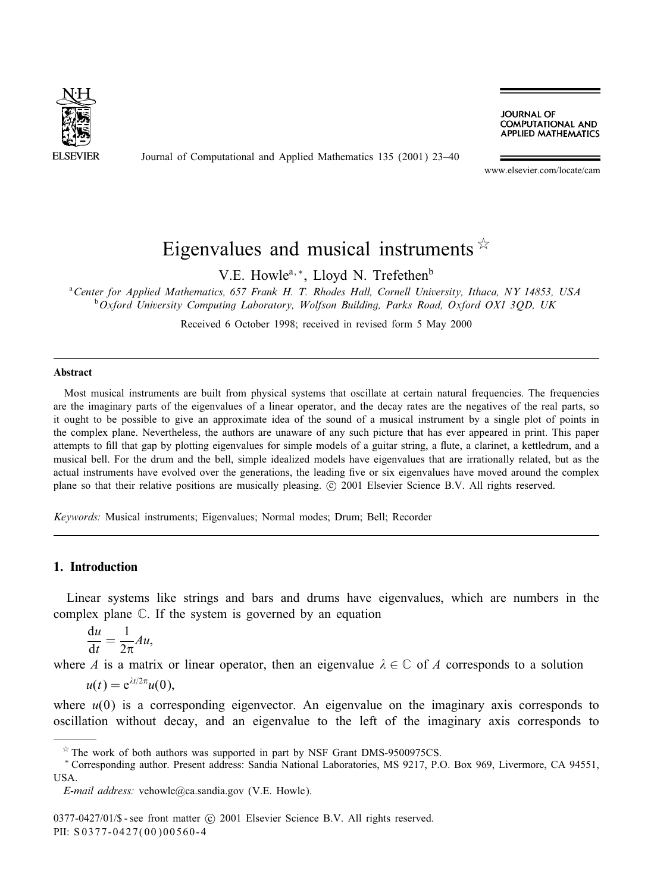# Eigenvalues and musical instruments ☆

V.E. Howle[a,*], Lloyd N. Trefethen[b]

[a] *Center for Applied Mathematics, 657 Frank H. T. Rhodes Hall, Cornell University, Ithaca, NY 14853, USA*
[b] *Oxford University Computing Laboratory, Wolfson Building, Parks Road, Oxford OX1 3QD, UK*

Received 6 October 1998; received in revised form 5 May 2000

## Abstract

Most musical instruments are built from physical systems that oscillate at certain natural frequencies. The frequencies are the imaginary parts of the eigenvalues of a linear operator, and the decay rates are the negatives of the real parts, so it ought to be possible to give an approximate idea of the sound of a musical instrument by a single plot of points in the complex plane. Nevertheless, the authors are unaware of any such picture that has ever appeared in print. This paper attempts to fill that gap by plotting eigenvalues for simple models of a guitar string, a flute, a clarinet, a kettledrum, and a musical bell. For the drum and the bell, simple idealized models have eigenvalues that are irrationally related, but as the actual instruments have evolved over the generations, the leading five or six eigenvalues have moved around the complex plane so that their relative positions are musically pleasing. © 2001 Elsevier Science B.V. All rights reserved.

*Keywords:* Musical instruments; Eigenvalues; Normal modes; Drum; Bell; Recorder

## 1. Introduction

Linear systems like strings and bars and drums have eigenvalues, which are numbers in the complex plane $\mathbb{C}$. If the system is governed by an equation

$$\frac{du}{dt} = \frac{1}{2\pi} Au,$$

where $A$ is a matrix or linear operator, then an eigenvalue $\lambda \in \mathbb{C}$ of $A$ corresponds to a solution

$$u(t) = e^{\lambda t/2\pi} u(0),$$

where $u(0)$ is a corresponding eigenvector. An eigenvalue on the imaginary axis corresponds to oscillation without decay, and an eigenvalue to the left of the imaginary axis corresponds to

☆ The work of both authors was supported in part by NSF Grant DMS-9500975CS.

\* Corresponding author. Present address: Sandia National Laboratories, MS 9217, P.O. Box 969, Livermore, CA 94551, USA.

*E-mail address:* vehowle@ca.sandia.gov (V.E. Howle).

0377-0427/01/$ - see front matter © 2001 Elsevier Science B.V. All rights reserved.
PII: S0377-0427(00)00560-4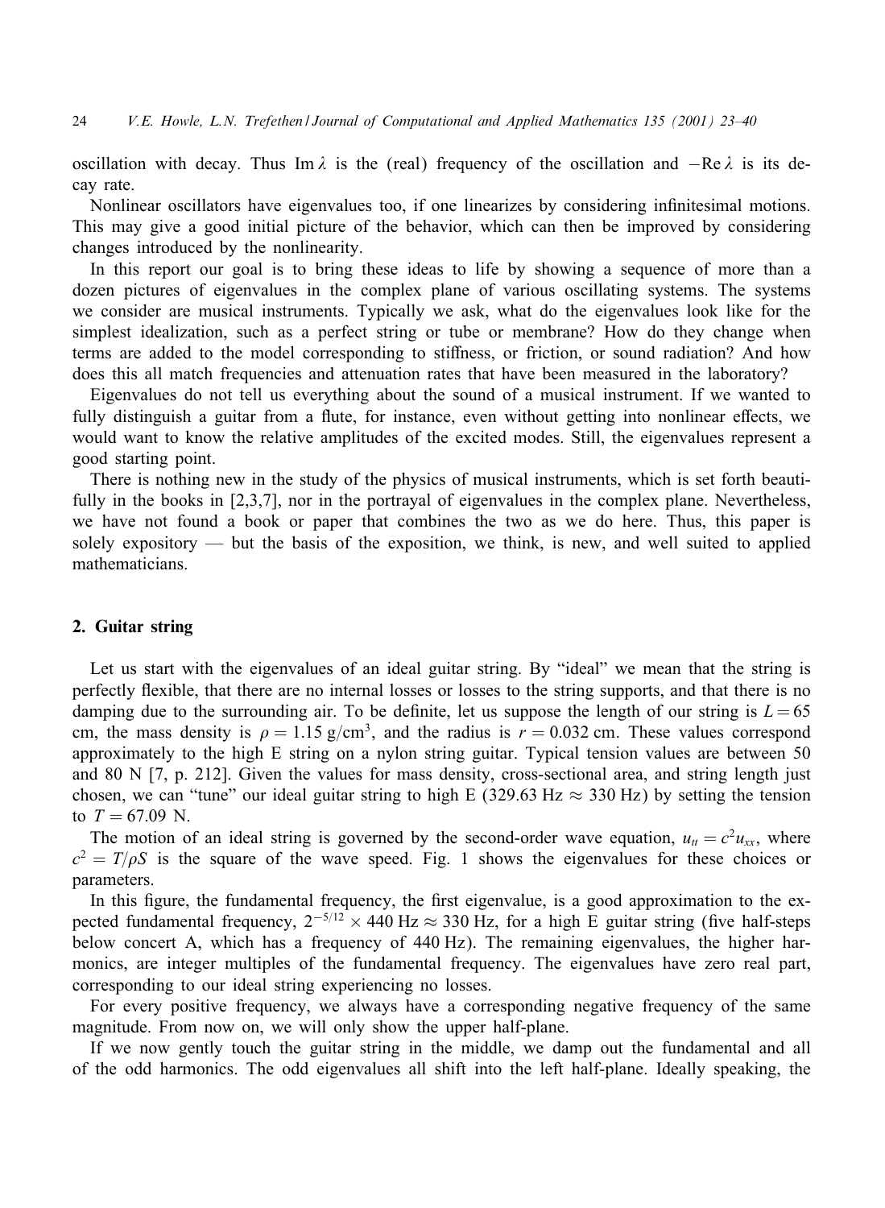oscillation with decay. Thus $\operatorname{Im}\lambda$ is the (real) frequency of the oscillation and $-\operatorname{Re}\lambda$ is its decay rate.

Nonlinear oscillators have eigenvalues too, if one linearizes by considering infinitesimal motions. This may give a good initial picture of the behavior, which can then be improved by considering changes introduced by the nonlinearity.

In this report our goal is to bring these ideas to life by showing a sequence of more than a dozen pictures of eigenvalues in the complex plane of various oscillating systems. The systems we consider are musical instruments. Typically we ask, what do the eigenvalues look like for the simplest idealization, such as a perfect string or tube or membrane? How do they change when terms are added to the model corresponding to stiffness, or friction, or sound radiation? And how does this all match frequencies and attenuation rates that have been measured in the laboratory?

Eigenvalues do not tell us everything about the sound of a musical instrument. If we wanted to fully distinguish a guitar from a flute, for instance, even without getting into nonlinear effects, we would want to know the relative amplitudes of the excited modes. Still, the eigenvalues represent a good starting point.

There is nothing new in the study of the physics of musical instruments, which is set forth beautifully in the books in [2,3,7], nor in the portrayal of eigenvalues in the complex plane. Nevertheless, we have not found a book or paper that combines the two as we do here. Thus, this paper is solely expository — but the basis of the exposition, we think, is new, and well suited to applied mathematicians.

## 2. Guitar string

Let us start with the eigenvalues of an ideal guitar string. By "ideal" we mean that the string is perfectly flexible, that there are no internal losses or losses to the string supports, and that there is no damping due to the surrounding air. To be definite, let us suppose the length of our string is $L = 65$ cm, the mass density is $\rho = 1.15\ \text{g/cm}^3$, and the radius is $r = 0.032$ cm. These values correspond approximately to the high E string on a nylon string guitar. Typical tension values are between 50 and 80 N [7, p. 212]. Given the values for mass density, cross-sectional area, and string length just chosen, we can "tune" our ideal guitar string to high E (329.63 Hz $\approx$ 330 Hz) by setting the tension to $T = 67.09$ N.

The motion of an ideal string is governed by the second-order wave equation, $u_{tt} = c^2 u_{xx}$, where $c^2 = T/\rho S$ is the square of the wave speed. Fig. 1 shows the eigenvalues for these choices or parameters.

In this figure, the fundamental frequency, the first eigenvalue, is a good approximation to the expected fundamental frequency, $2^{-5/12} \times 440$ Hz $\approx 330$ Hz, for a high E guitar string (five half-steps below concert A, which has a frequency of 440 Hz). The remaining eigenvalues, the higher harmonics, are integer multiples of the fundamental frequency. The eigenvalues have zero real part, corresponding to our ideal string experiencing no losses.

For every positive frequency, we always have a corresponding negative frequency of the same magnitude. From now on, we will only show the upper half-plane.

If we now gently touch the guitar string in the middle, we damp out the fundamental and all of the odd harmonics. The odd eigenvalues all shift into the left half-plane. Ideally speaking, the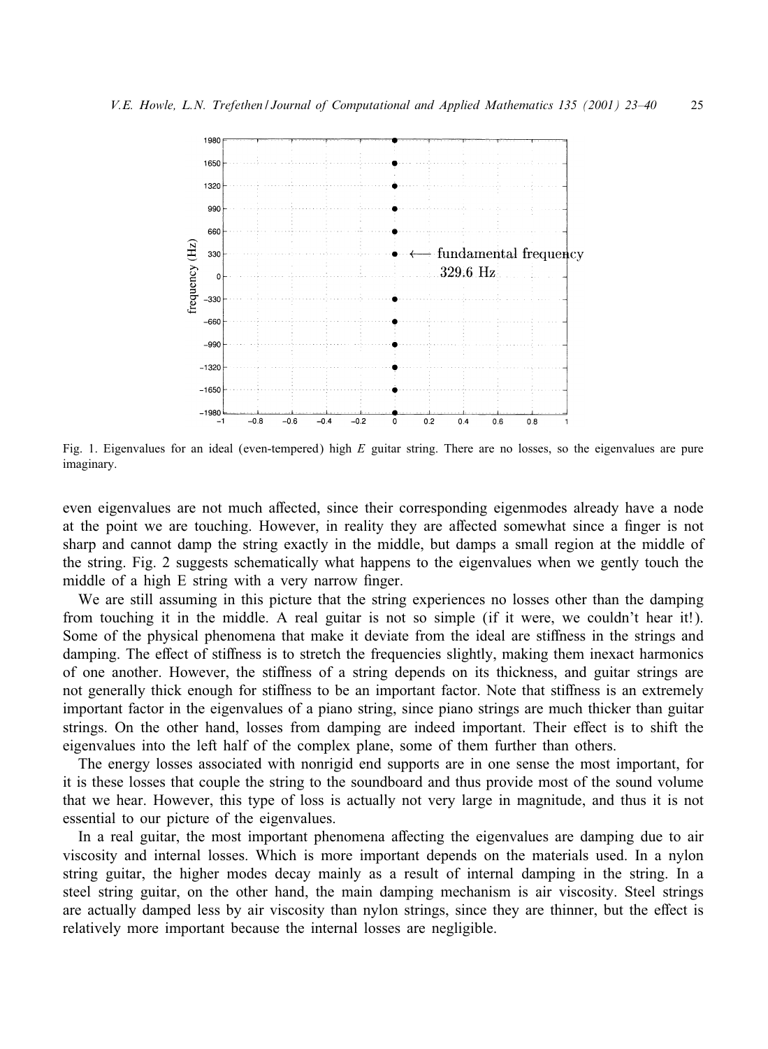Fig. 1. Eigenvalues for an ideal (even-tempered) high $E$ guitar string. There are no losses, so the eigenvalues are pure imaginary.

even eigenvalues are not much affected, since their corresponding eigenmodes already have a node at the point we are touching. However, in reality they are affected somewhat since a finger is not sharp and cannot damp the string exactly in the middle, but damps a small region at the middle of the string. Fig. 2 suggests schematically what happens to the eigenvalues when we gently touch the middle of a high E string with a very narrow finger.

We are still assuming in this picture that the string experiences no losses other than the damping from touching it in the middle. A real guitar is not so simple (if it were, we couldn't hear it!). Some of the physical phenomena that make it deviate from the ideal are stiffness in the strings and damping. The effect of stiffness is to stretch the frequencies slightly, making them inexact harmonics of one another. However, the stiffness of a string depends on its thickness, and guitar strings are not generally thick enough for stiffness to be an important factor. Note that stiffness is an extremely important factor in the eigenvalues of a piano string, since piano strings are much thicker than guitar strings. On the other hand, losses from damping are indeed important. Their effect is to shift the eigenvalues into the left half of the complex plane, some of them further than others.

The energy losses associated with nonrigid end supports are in one sense the most important, for it is these losses that couple the string to the soundboard and thus provide most of the sound volume that we hear. However, this type of loss is actually not very large in magnitude, and thus it is not essential to our picture of the eigenvalues.

In a real guitar, the most important phenomena affecting the eigenvalues are damping due to air viscosity and internal losses. Which is more important depends on the materials used. In a nylon string guitar, the higher modes decay mainly as a result of internal damping in the string. In a steel string guitar, on the other hand, the main damping mechanism is air viscosity. Steel strings are actually damped less by air viscosity than nylon strings, since they are thinner, but the effect is relatively more important because the internal losses are negligible.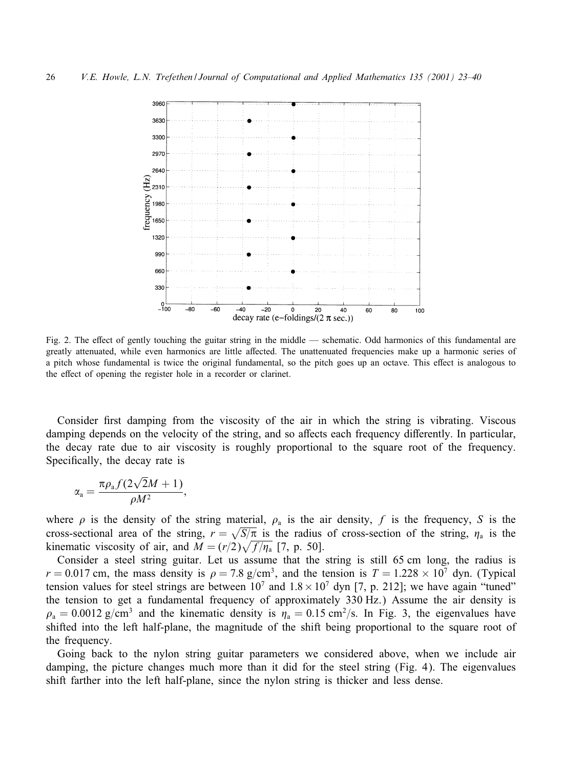Fig. 2. The effect of gently touching the guitar string in the middle — schematic. Odd harmonics of this fundamental are greatly attenuated, while even harmonics are little affected. The unattenuated frequencies make up a harmonic series of a pitch whose fundamental is twice the original fundamental, so the pitch goes up an octave. This effect is analogous to the effect of opening the register hole in a recorder or clarinet.

Consider first damping from the viscosity of the air in which the string is vibrating. Viscous damping depends on the velocity of the string, and so affects each frequency differently. In particular, the decay rate due to air viscosity is roughly proportional to the square root of the frequency. Specifically, the decay rate is

$$\alpha_a = \frac{\pi \rho_a f (2\sqrt{2}M + 1)}{\rho M^2},$$

where $\rho$ is the density of the string material, $\rho_a$ is the air density, $f$ is the frequency, $S$ is the cross-sectional area of the string, $r = \sqrt{S/\pi}$ is the radius of cross-section of the string, $\eta_a$ is the kinematic viscosity of air, and $M = (r/2)\sqrt{f/\eta_a}$ [7, p. 50].

Consider a steel string guitar. Let us assume that the string is still 65 cm long, the radius is $r = 0.017$ cm, the mass density is $\rho = 7.8$ g/cm$^3$, and the tension is $T = 1.228 \times 10^7$ dyn. (Typical tension values for steel strings are between $10^7$ and $1.8 \times 10^7$ dyn [7, p. 212]; we have again "tuned" the tension to get a fundamental frequency of approximately 330 Hz.) Assume the air density is $\rho_a = 0.0012$ g/cm$^3$ and the kinematic density is $\eta_a = 0.15$ cm$^2$/s. In Fig. 3, the eigenvalues have shifted into the left half-plane, the magnitude of the shift being proportional to the square root of the frequency.

Going back to the nylon string guitar parameters we considered above, when we include air damping, the picture changes much more than it did for the steel string (Fig. 4). The eigenvalues shift farther into the left half-plane, since the nylon string is thicker and less dense.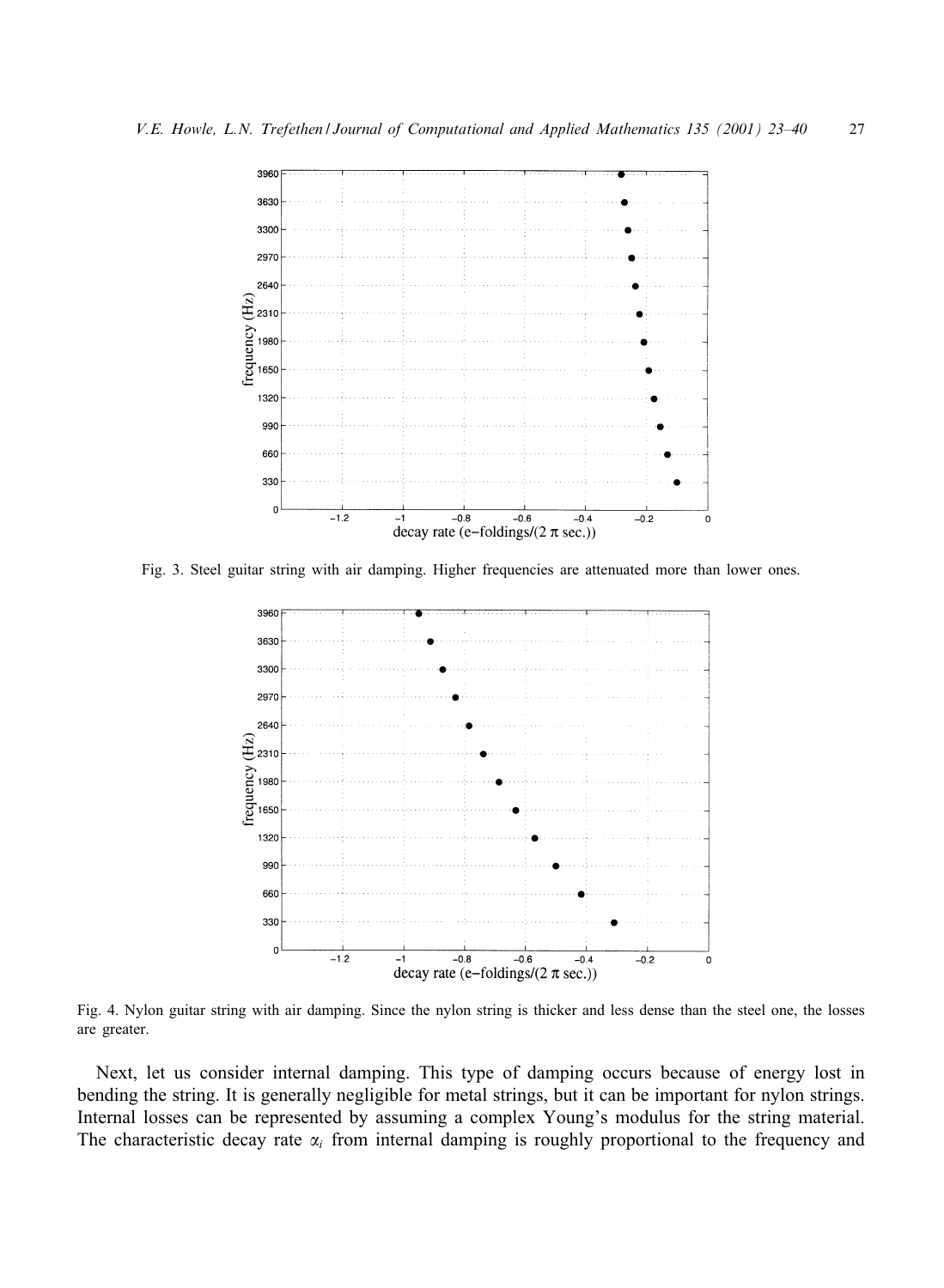Fig. 3. Steel guitar string with air damping. Higher frequencies are attenuated more than lower ones.

Fig. 4. Nylon guitar string with air damping. Since the nylon string is thicker and less dense than the steel one, the losses are greater.

Next, let us consider internal damping. This type of damping occurs because of energy lost in bending the string. It is generally negligible for metal strings, but it can be important for nylon strings. Internal losses can be represented by assuming a complex Young's modulus for the string material. The characteristic decay rate $\alpha_i$ from internal damping is roughly proportional to the frequency and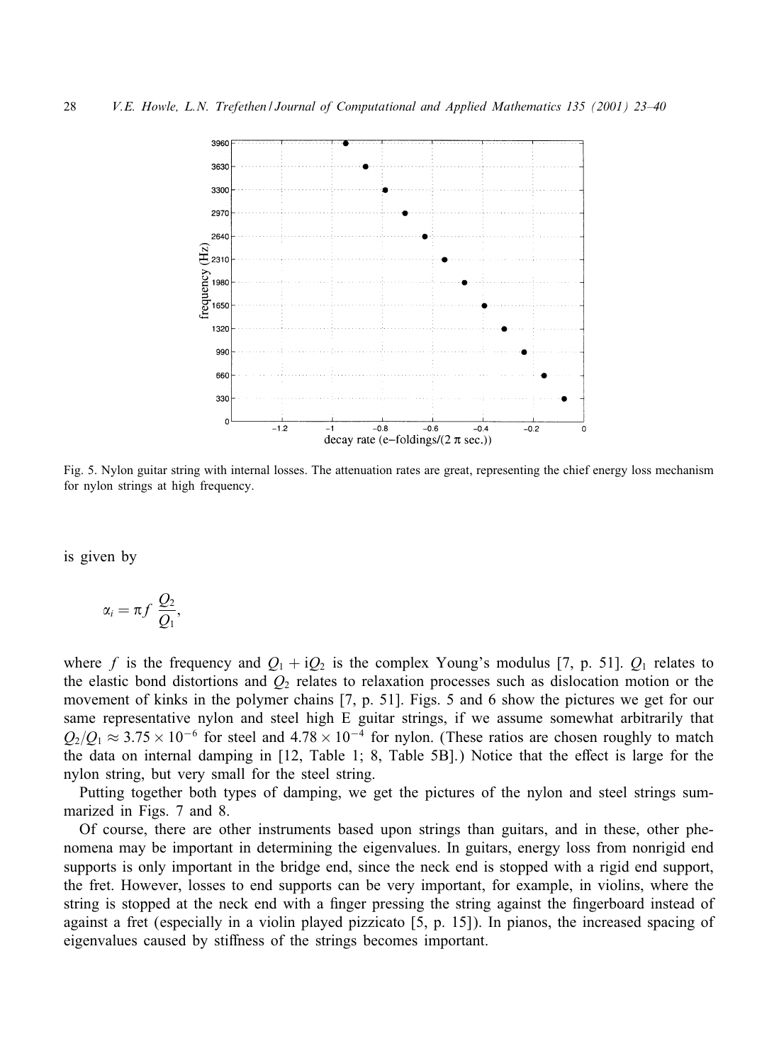Fig. 5. Nylon guitar string with internal losses. The attenuation rates are great, representing the chief energy loss mechanism for nylon strings at high frequency.

is given by

$$\alpha_i = \pi f \, \frac{Q_2}{Q_1},$$

where $f$ is the frequency and $Q_1 + \mathrm{i}Q_2$ is the complex Young's modulus [7, p. 51]. $Q_1$ relates to the elastic bond distortions and $Q_2$ relates to relaxation processes such as dislocation motion or the movement of kinks in the polymer chains [7, p. 51]. Figs. 5 and 6 show the pictures we get for our same representative nylon and steel high E guitar strings, if we assume somewhat arbitrarily that $Q_2/Q_1 \approx 3.75 \times 10^{-6}$ for steel and $4.78 \times 10^{-4}$ for nylon. (These ratios are chosen roughly to match the data on internal damping in [12, Table 1; 8, Table 5B].) Notice that the effect is large for the nylon string, but very small for the steel string.

Putting together both types of damping, we get the pictures of the nylon and steel strings summarized in Figs. 7 and 8.

Of course, there are other instruments based upon strings than guitars, and in these, other phenomena may be important in determining the eigenvalues. In guitars, energy loss from nonrigid end supports is only important in the bridge end, since the neck end is stopped with a rigid end support, the fret. However, losses to end supports can be very important, for example, in violins, where the string is stopped at the neck end with a finger pressing the string against the fingerboard instead of against a fret (especially in a violin played pizzicato [5, p. 15]). In pianos, the increased spacing of eigenvalues caused by stiffness of the strings becomes important.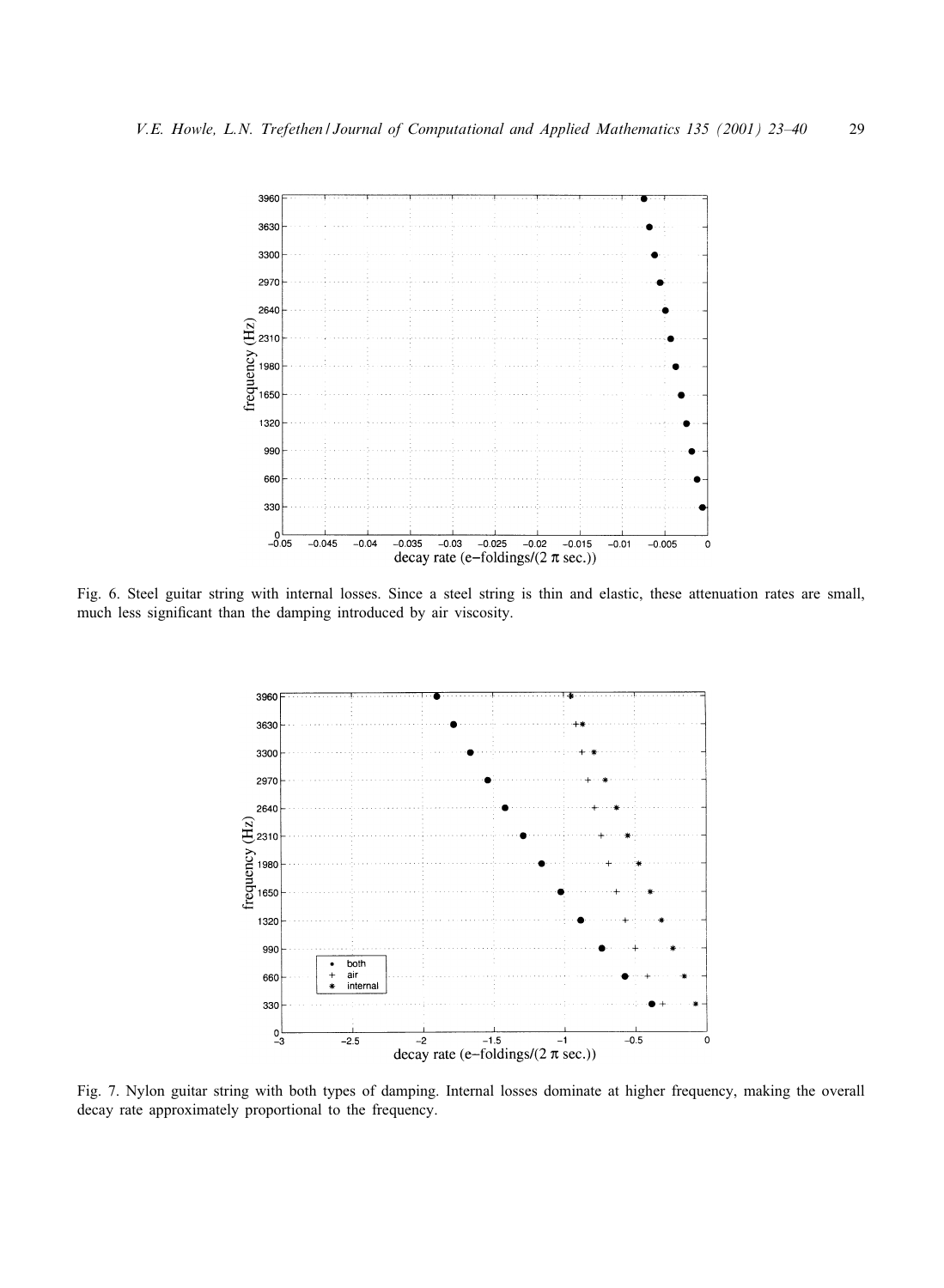Fig. 6. Steel guitar string with internal losses. Since a steel string is thin and elastic, these attenuation rates are small, much less significant than the damping introduced by air viscosity.

Fig. 7. Nylon guitar string with both types of damping. Internal losses dominate at higher frequency, making the overall decay rate approximately proportional to the frequency.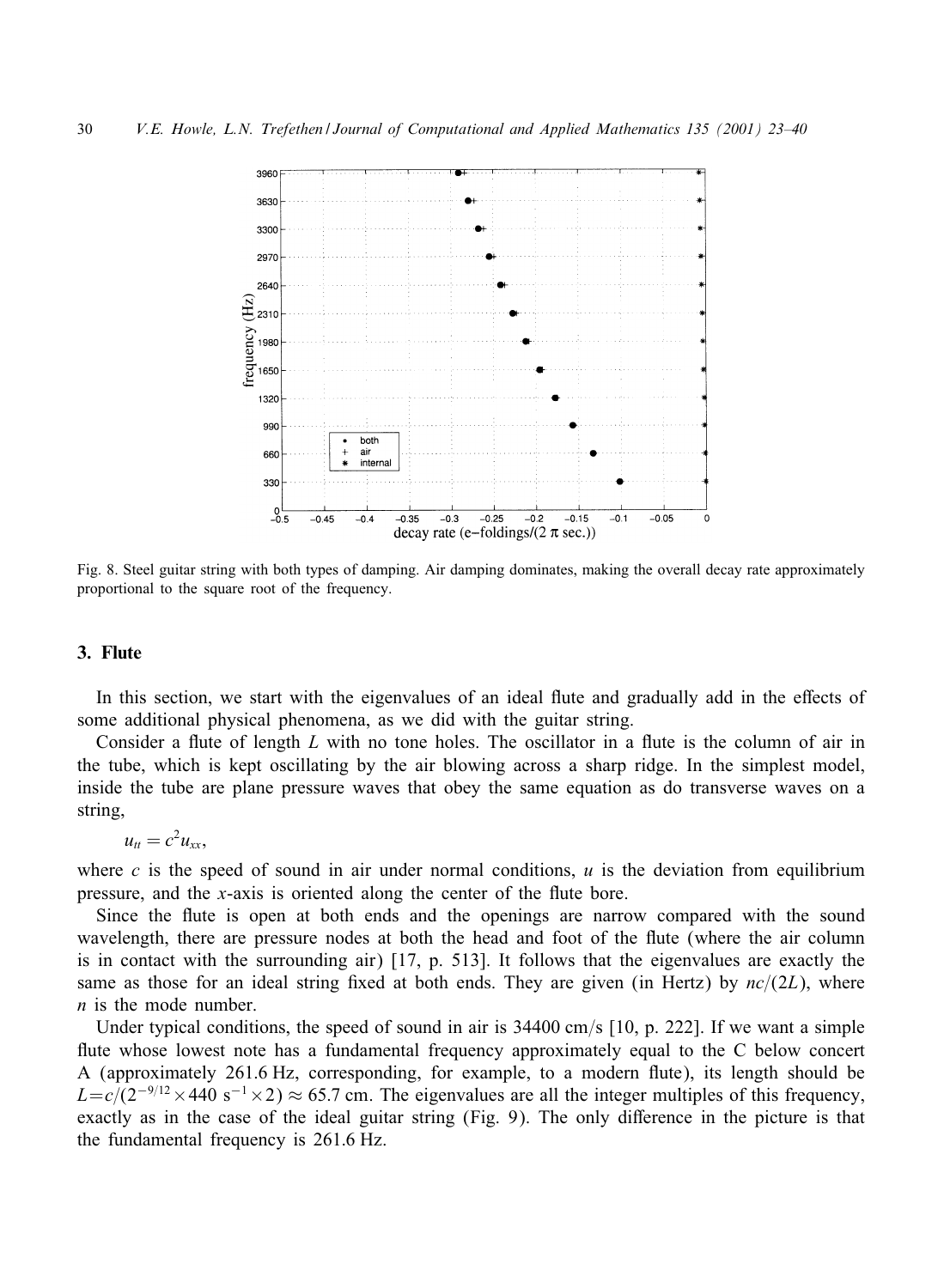Fig. 8. Steel guitar string with both types of damping. Air damping dominates, making the overall decay rate approximately proportional to the square root of the frequency.

## 3. Flute

In this section, we start with the eigenvalues of an ideal flute and gradually add in the effects of some additional physical phenomena, as we did with the guitar string.

Consider a flute of length $L$ with no tone holes. The oscillator in a flute is the column of air in the tube, which is kept oscillating by the air blowing across a sharp ridge. In the simplest model, inside the tube are plane pressure waves that obey the same equation as do transverse waves on a string,

$$u_{tt} = c^2 u_{xx},$$

where $c$ is the speed of sound in air under normal conditions, $u$ is the deviation from equilibrium pressure, and the $x$-axis is oriented along the center of the flute bore.

Since the flute is open at both ends and the openings are narrow compared with the sound wavelength, there are pressure nodes at both the head and foot of the flute (where the air column is in contact with the surrounding air) [17, p. 513]. It follows that the eigenvalues are exactly the same as those for an ideal string fixed at both ends. They are given (in Hertz) by $nc/(2L)$, where $n$ is the mode number.

Under typical conditions, the speed of sound in air is 34400 cm/s [10, p. 222]. If we want a simple flute whose lowest note has a fundamental frequency approximately equal to the C below concert A (approximately 261.6 Hz, corresponding, for example, to a modern flute), its length should be $L = c/(2^{-9/12} \times 440\ \mathrm{s}^{-1} \times 2) \approx 65.7$ cm. The eigenvalues are all the integer multiples of this frequency, exactly as in the case of the ideal guitar string (Fig. 9). The only difference in the picture is that the fundamental frequency is 261.6 Hz.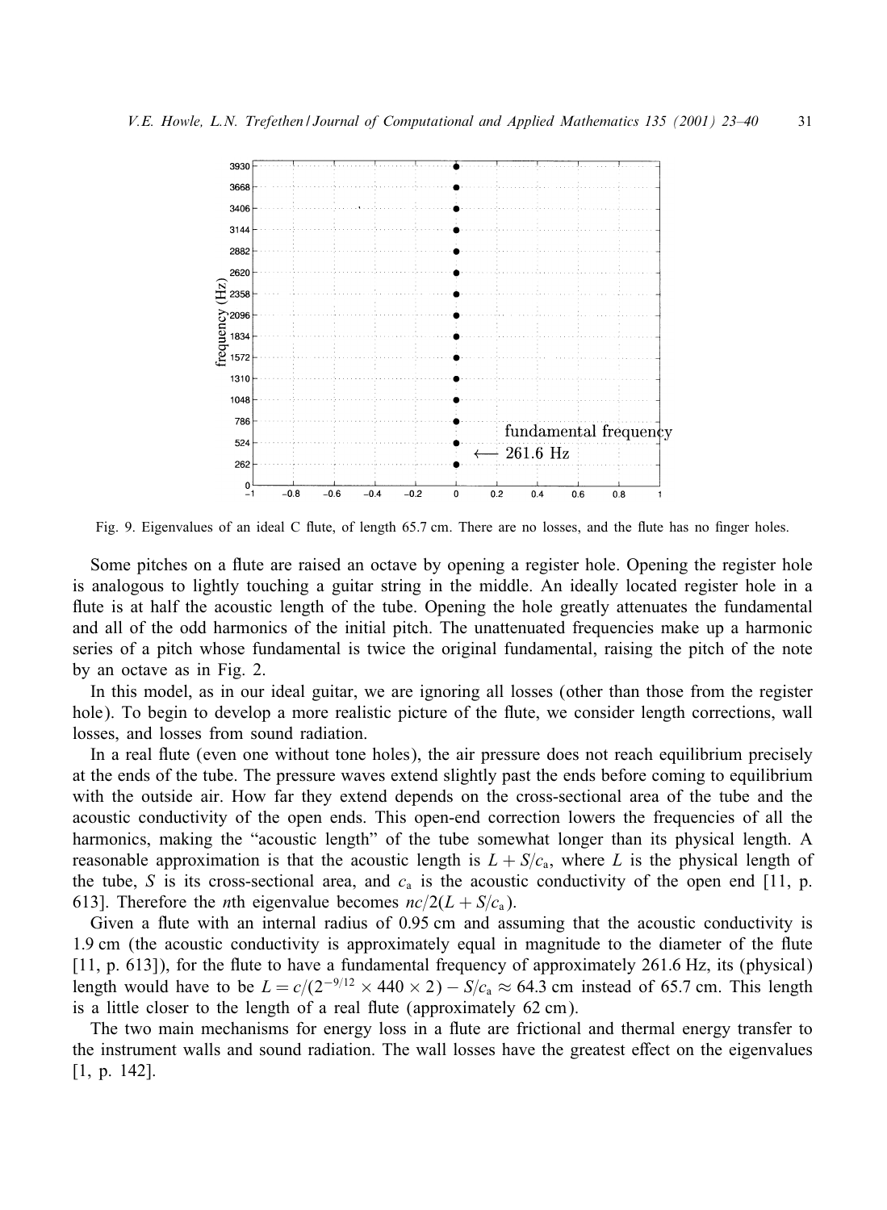Fig. 9. Eigenvalues of an ideal C flute, of length 65.7 cm. There are no losses, and the flute has no finger holes.

Some pitches on a flute are raised an octave by opening a register hole. Opening the register hole is analogous to lightly touching a guitar string in the middle. An ideally located register hole in a flute is at half the acoustic length of the tube. Opening the hole greatly attenuates the fundamental and all of the odd harmonics of the initial pitch. The unattenuated frequencies make up a harmonic series of a pitch whose fundamental is twice the original fundamental, raising the pitch of the note by an octave as in Fig. 2.

In this model, as in our ideal guitar, we are ignoring all losses (other than those from the register hole). To begin to develop a more realistic picture of the flute, we consider length corrections, wall losses, and losses from sound radiation.

In a real flute (even one without tone holes), the air pressure does not reach equilibrium precisely at the ends of the tube. The pressure waves extend slightly past the ends before coming to equilibrium with the outside air. How far they extend depends on the cross-sectional area of the tube and the acoustic conductivity of the open ends. This open-end correction lowers the frequencies of all the harmonics, making the "acoustic length" of the tube somewhat longer than its physical length. A reasonable approximation is that the acoustic length is $L + S/c_a$, where $L$ is the physical length of the tube, $S$ is its cross-sectional area, and $c_a$ is the acoustic conductivity of the open end [11, p. 613]. Therefore the $n$th eigenvalue becomes $nc/2(L + S/c_a)$.

Given a flute with an internal radius of 0.95 cm and assuming that the acoustic conductivity is 1.9 cm (the acoustic conductivity is approximately equal in magnitude to the diameter of the flute [11, p. 613]), for the flute to have a fundamental frequency of approximately 261.6 Hz, its (physical) length would have to be $L = c/(2^{-9/12} \times 440 \times 2) - S/c_a \approx 64.3$ cm instead of 65.7 cm. This length is a little closer to the length of a real flute (approximately 62 cm).

The two main mechanisms for energy loss in a flute are frictional and thermal energy transfer to the instrument walls and sound radiation. The wall losses have the greatest effect on the eigenvalues [1, p. 142].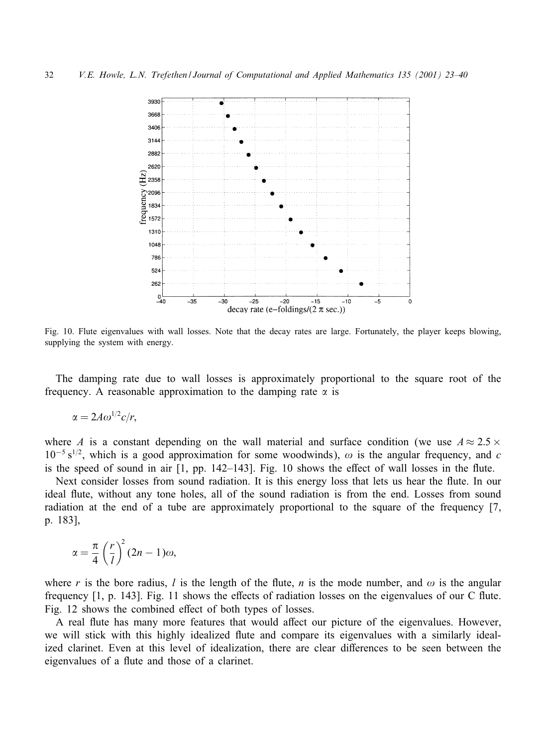Fig. 10. Flute eigenvalues with wall losses. Note that the decay rates are large. Fortunately, the player keeps blowing, supplying the system with energy.

The damping rate due to wall losses is approximately proportional to the square root of the frequency. A reasonable approximation to the damping rate $\alpha$ is

$$\alpha = 2A\omega^{1/2}c/r,$$

where $A$ is a constant depending on the wall material and surface condition (we use $A \approx 2.5 \times 10^{-5}\,\mathrm{s}^{1/2}$, which is a good approximation for some woodwinds), $\omega$ is the angular frequency, and $c$ is the speed of sound in air [1, pp. 142–143]. Fig. 10 shows the effect of wall losses in the flute.

Next consider losses from sound radiation. It is this energy loss that lets us hear the flute. In our ideal flute, without any tone holes, all of the sound radiation is from the end. Losses from sound radiation at the end of a tube are approximately proportional to the square of the frequency [7, p. 183],

$$\alpha = \frac{\pi}{4}\left(\frac{r}{l}\right)^2(2n-1)\omega,$$

where $r$ is the bore radius, $l$ is the length of the flute, $n$ is the mode number, and $\omega$ is the angular frequency [1, p. 143]. Fig. 11 shows the effects of radiation losses on the eigenvalues of our C flute. Fig. 12 shows the combined effect of both types of losses.

A real flute has many more features that would affect our picture of the eigenvalues. However, we will stick with this highly idealized flute and compare its eigenvalues with a similarly idealized clarinet. Even at this level of idealization, there are clear differences to be seen between the eigenvalues of a flute and those of a clarinet.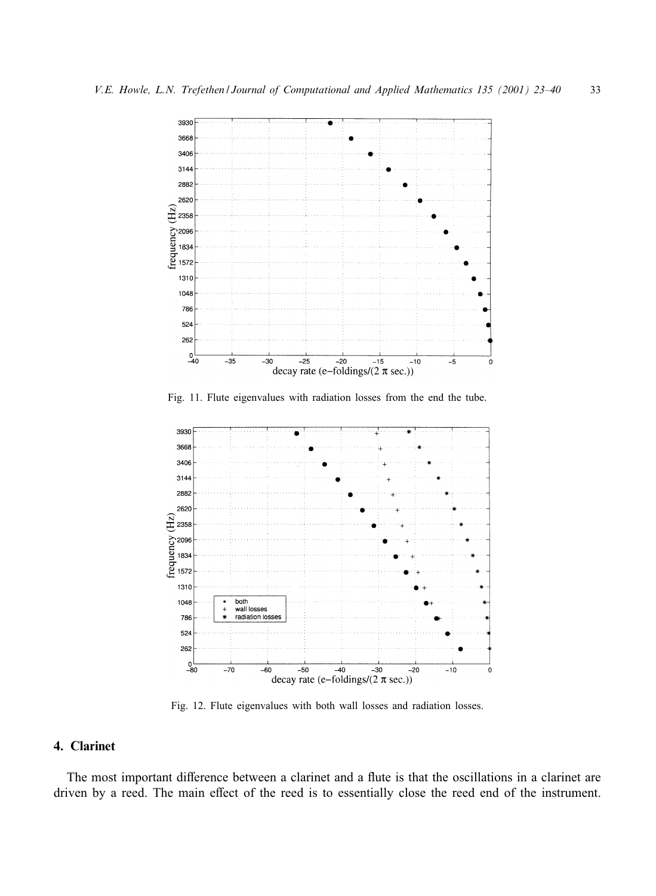Fig. 11. Flute eigenvalues with radiation losses from the end the tube.

Fig. 12. Flute eigenvalues with both wall losses and radiation losses.

## 4. Clarinet

The most important difference between a clarinet and a flute is that the oscillations in a clarinet are driven by a reed. The main effect of the reed is to essentially close the reed end of the instrument.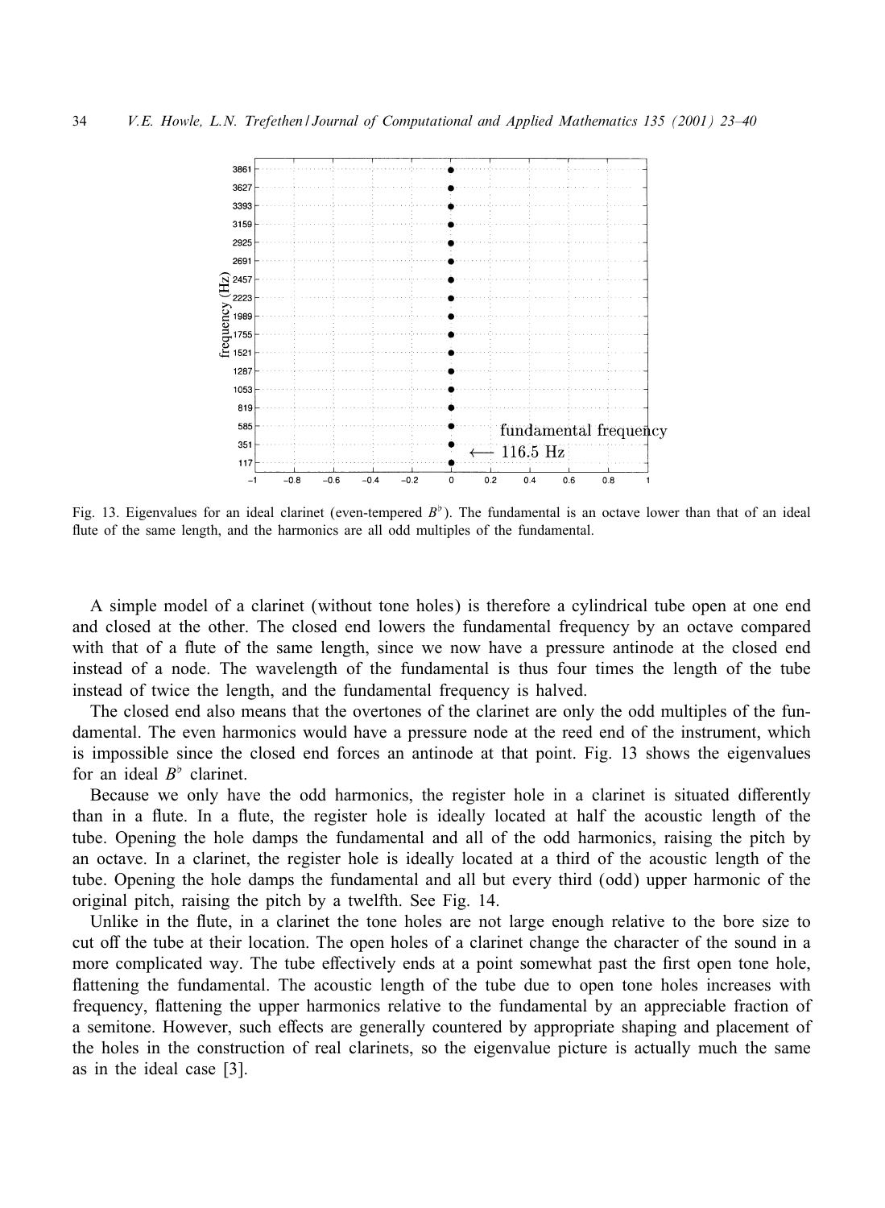Fig. 13. Eigenvalues for an ideal clarinet (even-tempered $B^\flat$). The fundamental is an octave lower than that of an ideal flute of the same length, and the harmonics are all odd multiples of the fundamental.

A simple model of a clarinet (without tone holes) is therefore a cylindrical tube open at one end and closed at the other. The closed end lowers the fundamental frequency by an octave compared with that of a flute of the same length, since we now have a pressure antinode at the closed end instead of a node. The wavelength of the fundamental is thus four times the length of the tube instead of twice the length, and the fundamental frequency is halved.

The closed end also means that the overtones of the clarinet are only the odd multiples of the fundamental. The even harmonics would have a pressure node at the reed end of the instrument, which is impossible since the closed end forces an antinode at that point. Fig. 13 shows the eigenvalues for an ideal $B^\flat$ clarinet.

Because we only have the odd harmonics, the register hole in a clarinet is situated differently than in a flute. In a flute, the register hole is ideally located at half the acoustic length of the tube. Opening the hole damps the fundamental and all of the odd harmonics, raising the pitch by an octave. In a clarinet, the register hole is ideally located at a third of the acoustic length of the tube. Opening the hole damps the fundamental and all but every third (odd) upper harmonic of the original pitch, raising the pitch by a twelfth. See Fig. 14.

Unlike in the flute, in a clarinet the tone holes are not large enough relative to the bore size to cut off the tube at their location. The open holes of a clarinet change the character of the sound in a more complicated way. The tube effectively ends at a point somewhat past the first open tone hole, flattening the fundamental. The acoustic length of the tube due to open tone holes increases with frequency, flattening the upper harmonics relative to the fundamental by an appreciable fraction of a semitone. However, such effects are generally countered by appropriate shaping and placement of the holes in the construction of real clarinets, so the eigenvalue picture is actually much the same as in the ideal case [3].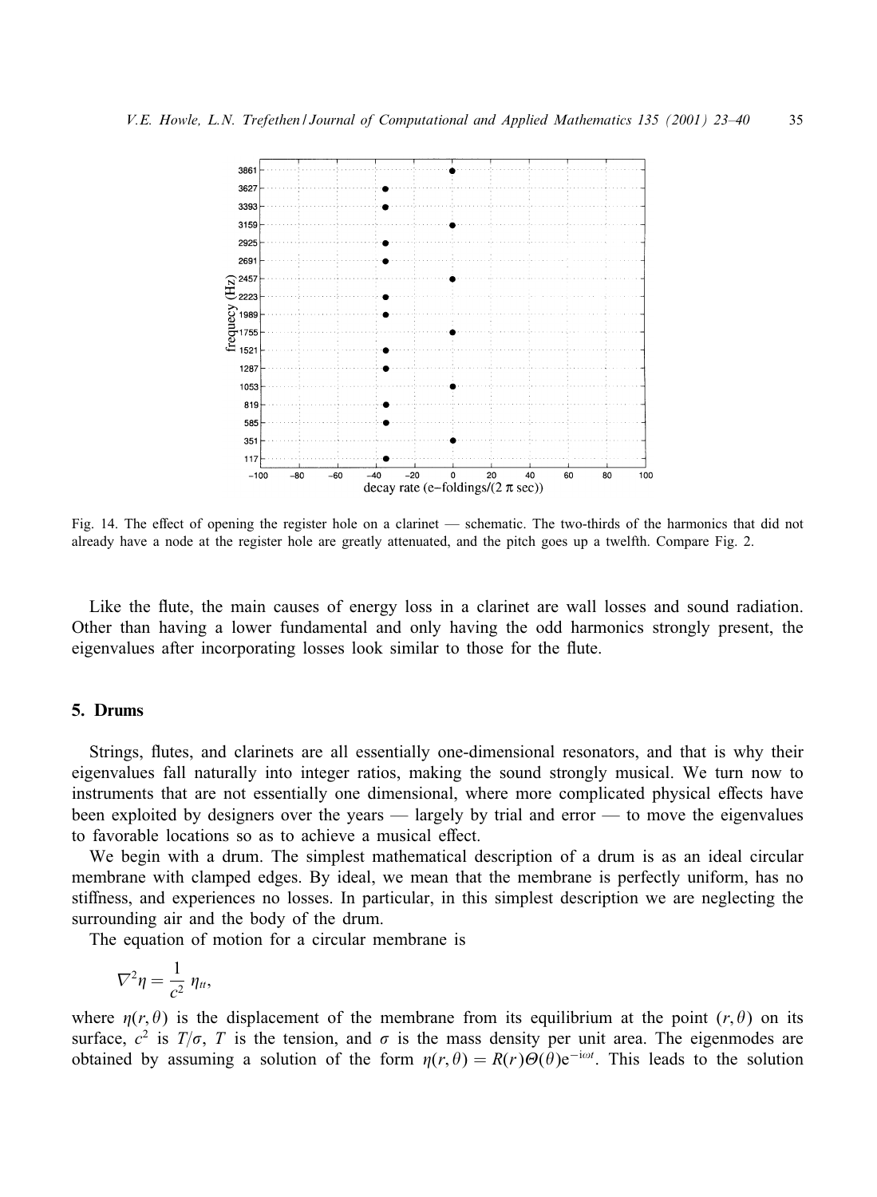Fig. 14. The effect of opening the register hole on a clarinet — schematic. The two-thirds of the harmonics that did not already have a node at the register hole are greatly attenuated, and the pitch goes up a twelfth. Compare Fig. 2.

Like the flute, the main causes of energy loss in a clarinet are wall losses and sound radiation. Other than having a lower fundamental and only having the odd harmonics strongly present, the eigenvalues after incorporating losses look similar to those for the flute.

## 5. Drums

Strings, flutes, and clarinets are all essentially one-dimensional resonators, and that is why their eigenvalues fall naturally into integer ratios, making the sound strongly musical. We turn now to instruments that are not essentially one dimensional, where more complicated physical effects have been exploited by designers over the years — largely by trial and error — to move the eigenvalues to favorable locations so as to achieve a musical effect.

We begin with a drum. The simplest mathematical description of a drum is as an ideal circular membrane with clamped edges. By ideal, we mean that the membrane is perfectly uniform, has no stiffness, and experiences no losses. In particular, in this simplest description we are neglecting the surrounding air and the body of the drum.

The equation of motion for a circular membrane is

$$\nabla^2 \eta = \frac{1}{c^2}\,\eta_{tt},$$

where $\eta(r,\theta)$ is the displacement of the membrane from its equilibrium at the point $(r,\theta)$ on its surface, $c^2$ is $T/\sigma$, $T$ is the tension, and $\sigma$ is the mass density per unit area. The eigenmodes are obtained by assuming a solution of the form $\eta(r,\theta) = R(r)\Theta(\theta)e^{-i\omega t}$. This leads to the solution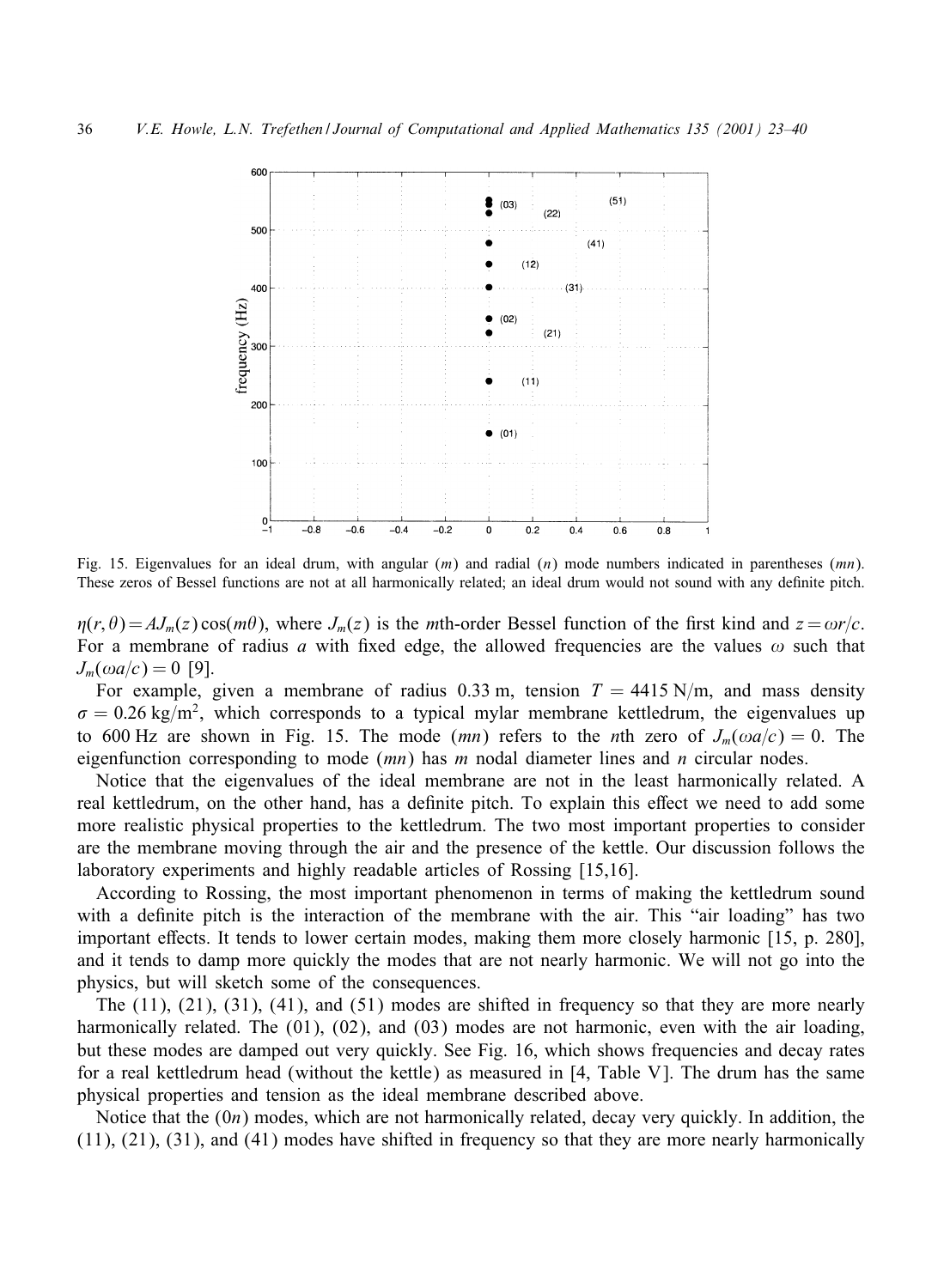Fig. 15. Eigenvalues for an ideal drum, with angular ($m$) and radial ($n$) mode numbers indicated in parentheses ($mn$). These zeros of Bessel functions are not at all harmonically related; an ideal drum would not sound with any definite pitch.

$\eta(r,\theta) = AJ_m(z)\cos(m\theta)$, where $J_m(z)$ is the $m$th-order Bessel function of the first kind and $z = \omega r/c$. For a membrane of radius $a$ with fixed edge, the allowed frequencies are the values $\omega$ such that $J_m(\omega a/c) = 0$ [9].

For example, given a membrane of radius 0.33 m, tension $T = 4415$ N/m, and mass density $\sigma = 0.26$ kg/m$^2$, which corresponds to a typical mylar membrane kettledrum, the eigenvalues up to 600 Hz are shown in Fig. 15. The mode ($mn$) refers to the $n$th zero of $J_m(\omega a/c) = 0$. The eigenfunction corresponding to mode ($mn$) has $m$ nodal diameter lines and $n$ circular nodes.

Notice that the eigenvalues of the ideal membrane are not in the least harmonically related. A real kettledrum, on the other hand, has a definite pitch. To explain this effect we need to add some more realistic physical properties to the kettledrum. The two most important properties to consider are the membrane moving through the air and the presence of the kettle. Our discussion follows the laboratory experiments and highly readable articles of Rossing [15,16].

According to Rossing, the most important phenomenon in terms of making the kettledrum sound with a definite pitch is the interaction of the membrane with the air. This "air loading" has two important effects. It tends to lower certain modes, making them more closely harmonic [15, p. 280], and it tends to damp more quickly the modes that are not nearly harmonic. We will not go into the physics, but will sketch some of the consequences.

The (11), (21), (31), (41), and (51) modes are shifted in frequency so that they are more nearly harmonically related. The (01), (02), and (03) modes are not harmonic, even with the air loading, but these modes are damped out very quickly. See Fig. 16, which shows frequencies and decay rates for a real kettledrum head (without the kettle) as measured in [4, Table V]. The drum has the same physical properties and tension as the ideal membrane described above.

Notice that the ($0n$) modes, which are not harmonically related, decay very quickly. In addition, the (11), (21), (31), and (41) modes have shifted in frequency so that they are more nearly harmonically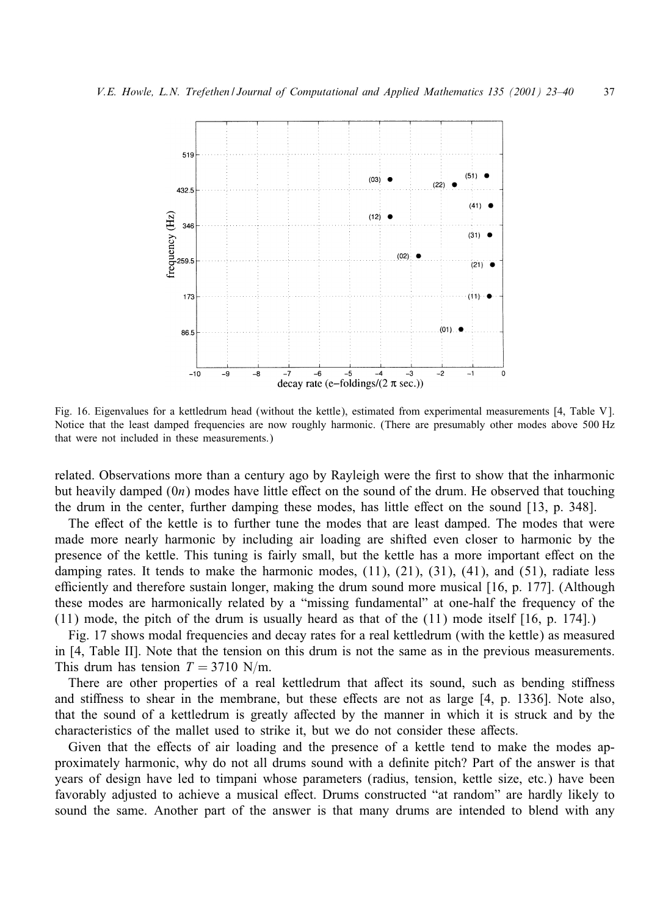Fig. 16. Eigenvalues for a kettledrum head (without the kettle), estimated from experimental measurements [4, Table V]. Notice that the least damped frequencies are now roughly harmonic. (There are presumably other modes above 500 Hz that were not included in these measurements.)

related. Observations more than a century ago by Rayleigh were the first to show that the inharmonic but heavily damped $(0n)$ modes have little effect on the sound of the drum. He observed that touching the drum in the center, further damping these modes, has little effect on the sound [13, p. 348].

The effect of the kettle is to further tune the modes that are least damped. The modes that were made more nearly harmonic by including air loading are shifted even closer to harmonic by the presence of the kettle. This tuning is fairly small, but the kettle has a more important effect on the damping rates. It tends to make the harmonic modes, (11), (21), (31), (41), and (51), radiate less efficiently and therefore sustain longer, making the drum sound more musical [16, p. 177]. (Although these modes are harmonically related by a "missing fundamental" at one-half the frequency of the (11) mode, the pitch of the drum is usually heard as that of the (11) mode itself [16, p. 174].)

Fig. 17 shows modal frequencies and decay rates for a real kettledrum (with the kettle) as measured in [4, Table II]. Note that the tension on this drum is not the same as in the previous measurements. This drum has tension $T = 3710$ N/m.

There are other properties of a real kettledrum that affect its sound, such as bending stiffness and stiffness to shear in the membrane, but these effects are not as large [4, p. 1336]. Note also, that the sound of a kettledrum is greatly affected by the manner in which it is struck and by the characteristics of the mallet used to strike it, but we do not consider these affects.

Given that the effects of air loading and the presence of a kettle tend to make the modes approximately harmonic, why do not all drums sound with a definite pitch? Part of the answer is that years of design have led to timpani whose parameters (radius, tension, kettle size, etc.) have been favorably adjusted to achieve a musical effect. Drums constructed "at random" are hardly likely to sound the same. Another part of the answer is that many drums are intended to blend with any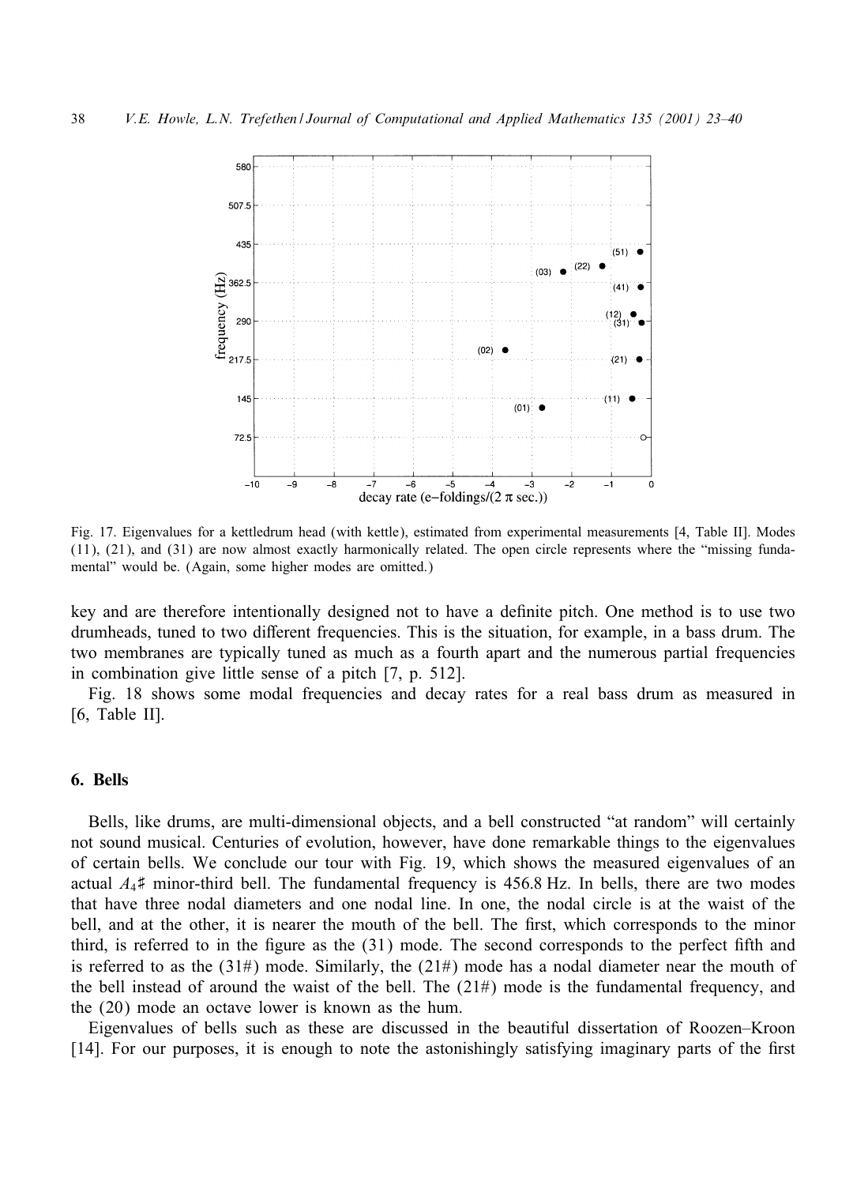Fig. 17. Eigenvalues for a kettledrum head (with kettle), estimated from experimental measurements [4, Table II]. Modes (11), (21), and (31) are now almost exactly harmonically related. The open circle represents where the "missing fundamental" would be. (Again, some higher modes are omitted.)

key and are therefore intentionally designed not to have a definite pitch. One method is to use two drumheads, tuned to two different frequencies. This is the situation, for example, in a bass drum. The two membranes are typically tuned as much as a fourth apart and the numerous partial frequencies in combination give little sense of a pitch [7, p. 512].

Fig. 18 shows some modal frequencies and decay rates for a real bass drum as measured in [6, Table II].

## 6. Bells

Bells, like drums, are multi-dimensional objects, and a bell constructed "at random" will certainly not sound musical. Centuries of evolution, however, have done remarkable things to the eigenvalues of certain bells. We conclude our tour with Fig. 19, which shows the measured eigenvalues of an actual $A_4\sharp$ minor-third bell. The fundamental frequency is 456.8 Hz. In bells, there are two modes that have three nodal diameters and one nodal line. In one, the nodal circle is at the waist of the bell, and at the other, it is nearer the mouth of the bell. The first, which corresponds to the minor third, is referred to in the figure as the (31) mode. The second corresponds to the perfect fifth and is referred to as the (31#) mode. Similarly, the (21#) mode has a nodal diameter near the mouth of the bell instead of around the waist of the bell. The (21#) mode is the fundamental frequency, and the (20) mode an octave lower is known as the hum.

Eigenvalues of bells such as these are discussed in the beautiful dissertation of Roozen–Kroon [14]. For our purposes, it is enough to note the astonishingly satisfying imaginary parts of the first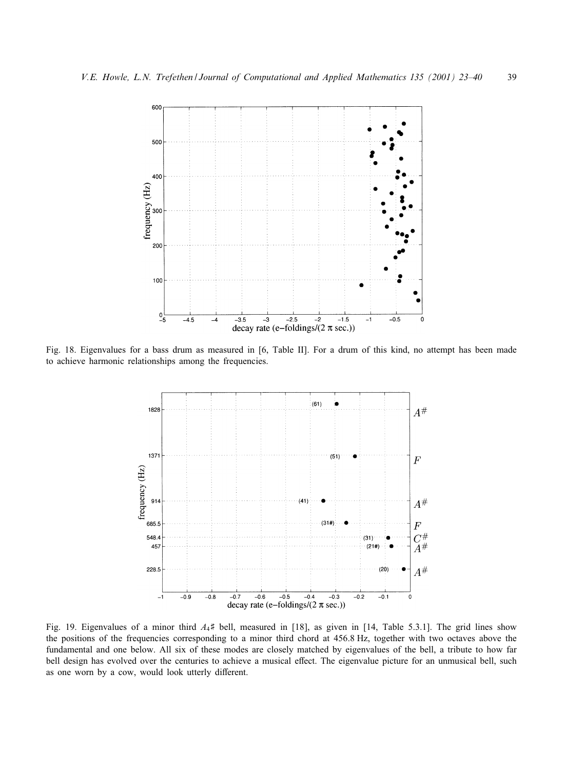Fig. 18. Eigenvalues for a bass drum as measured in [6, Table II]. For a drum of this kind, no attempt has been made to achieve harmonic relationships among the frequencies.

Fig. 19. Eigenvalues of a minor third $A_4\sharp$ bell, measured in [18], as given in [14, Table 5.3.1]. The grid lines show the positions of the frequencies corresponding to a minor third chord at 456.8 Hz, together with two octaves above the fundamental and one below. All six of these modes are closely matched by eigenvalues of the bell, a tribute to how far bell design has evolved over the centuries to achieve a musical effect. The eigenvalue picture for an unmusical bell, such as one worn by a cow, would look utterly different.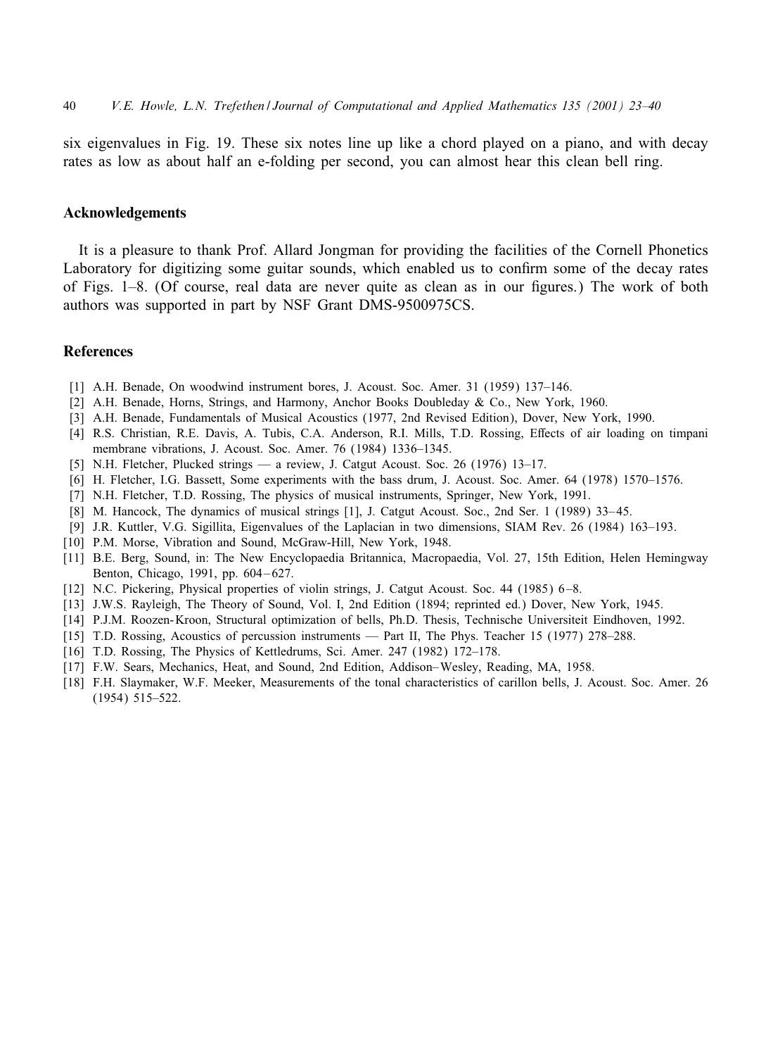six eigenvalues in Fig. 19. These six notes line up like a chord played on a piano, and with decay rates as low as about half an e-folding per second, you can almost hear this clean bell ring.

## Acknowledgements

It is a pleasure to thank Prof. Allard Jongman for providing the facilities of the Cornell Phonetics Laboratory for digitizing some guitar sounds, which enabled us to confirm some of the decay rates of Figs. 1–8. (Of course, real data are never quite as clean as in our figures.) The work of both authors was supported in part by NSF Grant DMS-9500975CS.

## References

[1] A.H. Benade, On woodwind instrument bores, J. Acoust. Soc. Amer. 31 (1959) 137–146.
[2] A.H. Benade, Horns, Strings, and Harmony, Anchor Books Doubleday & Co., New York, 1960.
[3] A.H. Benade, Fundamentals of Musical Acoustics (1977, 2nd Revised Edition), Dover, New York, 1990.
[4] R.S. Christian, R.E. Davis, A. Tubis, C.A. Anderson, R.I. Mills, T.D. Rossing, Effects of air loading on timpani membrane vibrations, J. Acoust. Soc. Amer. 76 (1984) 1336–1345.
[5] N.H. Fletcher, Plucked strings — a review, J. Catgut Acoust. Soc. 26 (1976) 13–17.
[6] H. Fletcher, I.G. Bassett, Some experiments with the bass drum, J. Acoust. Soc. Amer. 64 (1978) 1570–1576.
[7] N.H. Fletcher, T.D. Rossing, The physics of musical instruments, Springer, New York, 1991.
[8] M. Hancock, The dynamics of musical strings [1], J. Catgut Acoust. Soc., 2nd Ser. 1 (1989) 33–45.
[9] J.R. Kuttler, V.G. Sigillita, Eigenvalues of the Laplacian in two dimensions, SIAM Rev. 26 (1984) 163–193.
[10] P.M. Morse, Vibration and Sound, McGraw-Hill, New York, 1948.
[11] B.E. Berg, Sound, in: The New Encyclopaedia Britannica, Macropaedia, Vol. 27, 15th Edition, Helen Hemingway Benton, Chicago, 1991, pp. 604–627.
[12] N.C. Pickering, Physical properties of violin strings, J. Catgut Acoust. Soc. 44 (1985) 6–8.
[13] J.W.S. Rayleigh, The Theory of Sound, Vol. I, 2nd Edition (1894; reprinted ed.) Dover, New York, 1945.
[14] P.J.M. Roozen-Kroon, Structural optimization of bells, Ph.D. Thesis, Technische Universiteit Eindhoven, 1992.
[15] T.D. Rossing, Acoustics of percussion instruments — Part II, The Phys. Teacher 15 (1977) 278–288.
[16] T.D. Rossing, The Physics of Kettledrums, Sci. Amer. 247 (1982) 172–178.
[17] F.W. Sears, Mechanics, Heat, and Sound, 2nd Edition, Addison–Wesley, Reading, MA, 1958.
[18] F.H. Slaymaker, W.F. Meeker, Measurements of the tonal characteristics of carillon bells, J. Acoust. Soc. Amer. 26 (1954) 515–522.